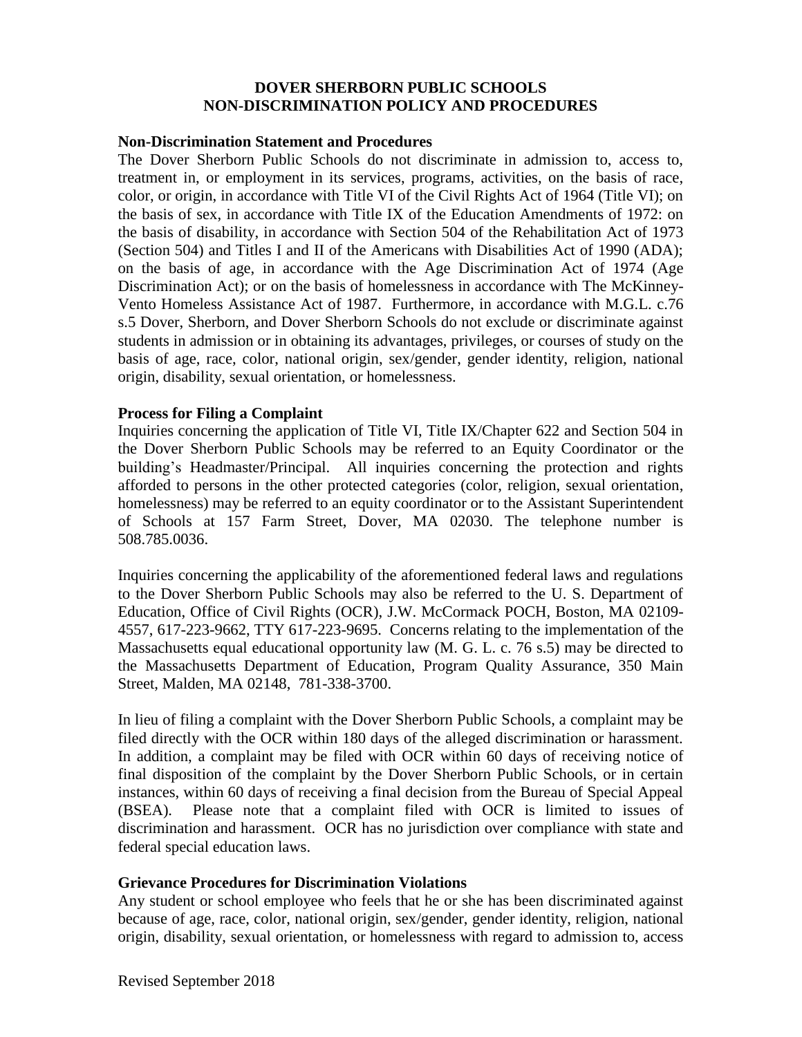# DOVER SHERBORN PUBLIC SCHOOLS
# NON-DISCRIMINATION POLICY AND PROCEDURES

## Non-Discrimination Statement and Procedures

The Dover Sherborn Public Schools do not discriminate in admission to, access to, treatment in, or employment in its services, programs, activities, on the basis of race, color, or origin, in accordance with Title VI of the Civil Rights Act of 1964 (Title VI); on the basis of sex, in accordance with Title IX of the Education Amendments of 1972: on the basis of disability, in accordance with Section 504 of the Rehabilitation Act of 1973 (Section 504) and Titles I and II of the Americans with Disabilities Act of 1990 (ADA); on the basis of age, in accordance with the Age Discrimination Act of 1974 (Age Discrimination Act); or on the basis of homelessness in accordance with The McKinney-Vento Homeless Assistance Act of 1987. Furthermore, in accordance with M.G.L. c.76 s.5 Dover, Sherborn, and Dover Sherborn Schools do not exclude or discriminate against students in admission or in obtaining its advantages, privileges, or courses of study on the basis of age, race, color, national origin, sex/gender, gender identity, religion, national origin, disability, sexual orientation, or homelessness.

## Process for Filing a Complaint

Inquiries concerning the application of Title VI, Title IX/Chapter 622 and Section 504 in the Dover Sherborn Public Schools may be referred to an Equity Coordinator or the building's Headmaster/Principal. All inquiries concerning the protection and rights afforded to persons in the other protected categories (color, religion, sexual orientation, homelessness) may be referred to an equity coordinator or to the Assistant Superintendent of Schools at 157 Farm Street, Dover, MA 02030. The telephone number is 508.785.0036.

Inquiries concerning the applicability of the aforementioned federal laws and regulations to the Dover Sherborn Public Schools may also be referred to the U. S. Department of Education, Office of Civil Rights (OCR), J.W. McCormack POCH, Boston, MA 02109-4557, 617-223-9662, TTY 617-223-9695. Concerns relating to the implementation of the Massachusetts equal educational opportunity law (M. G. L. c. 76 s.5) may be directed to the Massachusetts Department of Education, Program Quality Assurance, 350 Main Street, Malden, MA 02148, 781-338-3700.

In lieu of filing a complaint with the Dover Sherborn Public Schools, a complaint may be filed directly with the OCR within 180 days of the alleged discrimination or harassment. In addition, a complaint may be filed with OCR within 60 days of receiving notice of final disposition of the complaint by the Dover Sherborn Public Schools, or in certain instances, within 60 days of receiving a final decision from the Bureau of Special Appeal (BSEA). Please note that a complaint filed with OCR is limited to issues of discrimination and harassment. OCR has no jurisdiction over compliance with state and federal special education laws.

## Grievance Procedures for Discrimination Violations

Any student or school employee who feels that he or she has been discriminated against because of age, race, color, national origin, sex/gender, gender identity, religion, national origin, disability, sexual orientation, or homelessness with regard to admission to, access

Revised September 2018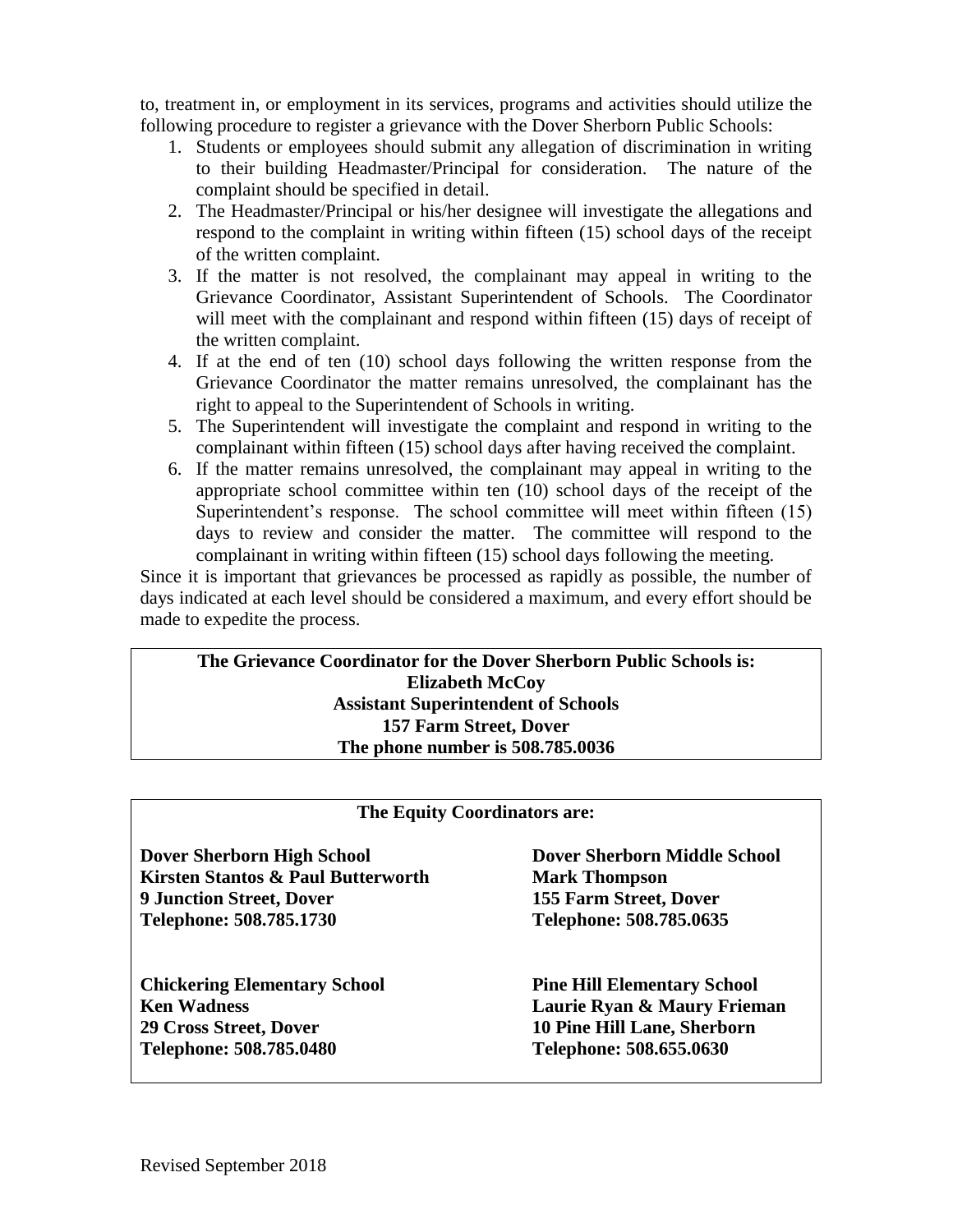to, treatment in, or employment in its services, programs and activities should utilize the following procedure to register a grievance with the Dover Sherborn Public Schools:

1. Students or employees should submit any allegation of discrimination in writing to their building Headmaster/Principal for consideration. The nature of the complaint should be specified in detail.
2. The Headmaster/Principal or his/her designee will investigate the allegations and respond to the complaint in writing within fifteen (15) school days of the receipt of the written complaint.
3. If the matter is not resolved, the complainant may appeal in writing to the Grievance Coordinator, Assistant Superintendent of Schools. The Coordinator will meet with the complainant and respond within fifteen (15) days of receipt of the written complaint.
4. If at the end of ten (10) school days following the written response from the Grievance Coordinator the matter remains unresolved, the complainant has the right to appeal to the Superintendent of Schools in writing.
5. The Superintendent will investigate the complaint and respond in writing to the complainant within fifteen (15) school days after having received the complaint.
6. If the matter remains unresolved, the complainant may appeal in writing to the appropriate school committee within ten (10) school days of the receipt of the Superintendent's response. The school committee will meet within fifteen (15) days to review and consider the matter. The committee will respond to the complainant in writing within fifteen (15) school days following the meeting.

Since it is important that grievances be processed as rapidly as possible, the number of days indicated at each level should be considered a maximum, and every effort should be made to expedite the process.

**The Grievance Coordinator for the Dover Sherborn Public Schools is:**
**Elizabeth McCoy**
**Assistant Superintendent of Schools**
**157 Farm Street, Dover**
**The phone number is 508.785.0036**

**The Equity Coordinators are:**

**Dover Sherborn High School**
**Kirsten Stantos & Paul Butterworth**
**9 Junction Street, Dover**
**Telephone: 508.785.1730**

**Dover Sherborn Middle School**
**Mark Thompson**
**155 Farm Street, Dover**
**Telephone: 508.785.0635**

**Chickering Elementary School**
**Ken Wadness**
**29 Cross Street, Dover**
**Telephone: 508.785.0480**

**Pine Hill Elementary School**
**Laurie Ryan & Maury Frieman**
**10 Pine Hill Lane, Sherborn**
**Telephone: 508.655.0630**

Revised September 2018